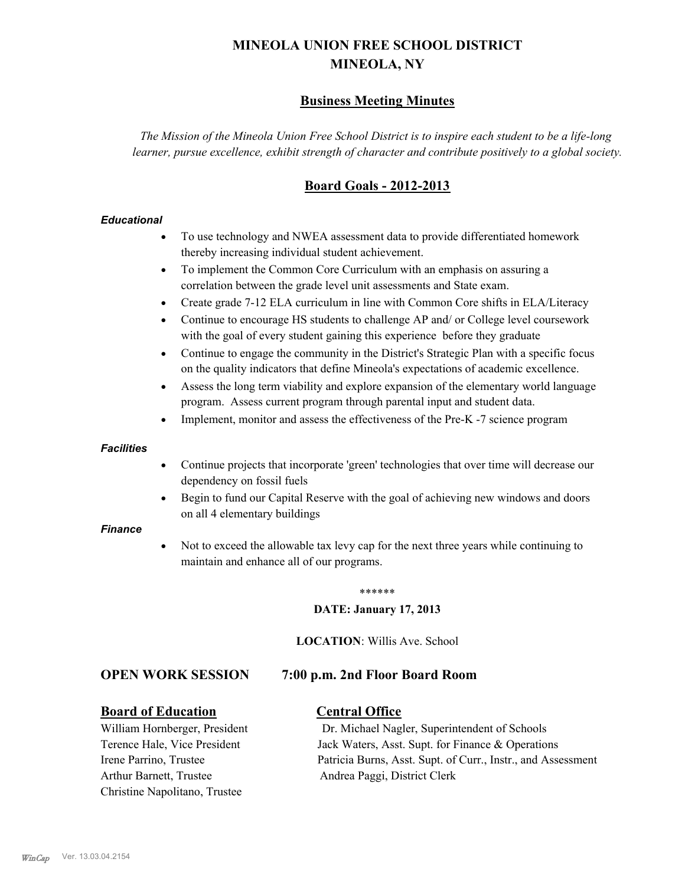# MINEOLA UNION FREE SCHOOL DISTRICT
# MINEOLA, NY

## Business Meeting Minutes

*The Mission of the Mineola Union Free School District is to inspire each student to be a life-long learner, pursue excellence, exhibit strength of character and contribute positively to a global society.*

## Board Goals - 2012-2013

### *Educational*

- To use technology and NWEA assessment data to provide differentiated homework thereby increasing individual student achievement.
- To implement the Common Core Curriculum with an emphasis on assuring a correlation between the grade level unit assessments and State exam.
- Create grade 7-12 ELA curriculum in line with Common Core shifts in ELA/Literacy
- Continue to encourage HS students to challenge AP and/ or College level coursework with the goal of every student gaining this experience before they graduate
- Continue to engage the community in the District's Strategic Plan with a specific focus on the quality indicators that define Mineola's expectations of academic excellence.
- Assess the long term viability and explore expansion of the elementary world language program. Assess current program through parental input and student data.
- Implement, monitor and assess the effectiveness of the Pre-K -7 science program

### *Facilities*

- Continue projects that incorporate 'green' technologies that over time will decrease our dependency on fossil fuels
- Begin to fund our Capital Reserve with the goal of achieving new windows and doors on all 4 elementary buildings

### *Finance*

- Not to exceed the allowable tax levy cap for the next three years while continuing to maintain and enhance all of our programs.

\*\*\*\*\*\*

**DATE: January 17, 2013**

**LOCATION**: Willis Ave. School

## OPEN WORK SESSION 7:00 p.m. 2nd Floor Board Room

| **Board of Education** | **Central Office** |
|---|---|
| William Hornberger, President | Dr. Michael Nagler, Superintendent of Schools |
| Terence Hale, Vice President | Jack Waters, Asst. Supt. for Finance & Operations |
| Irene Parrino, Trustee | Patricia Burns, Asst. Supt. of Curr., Instr., and Assessment |
| Arthur Barnett, Trustee | Andrea Paggi, District Clerk |
| Christine Napolitano, Trustee | |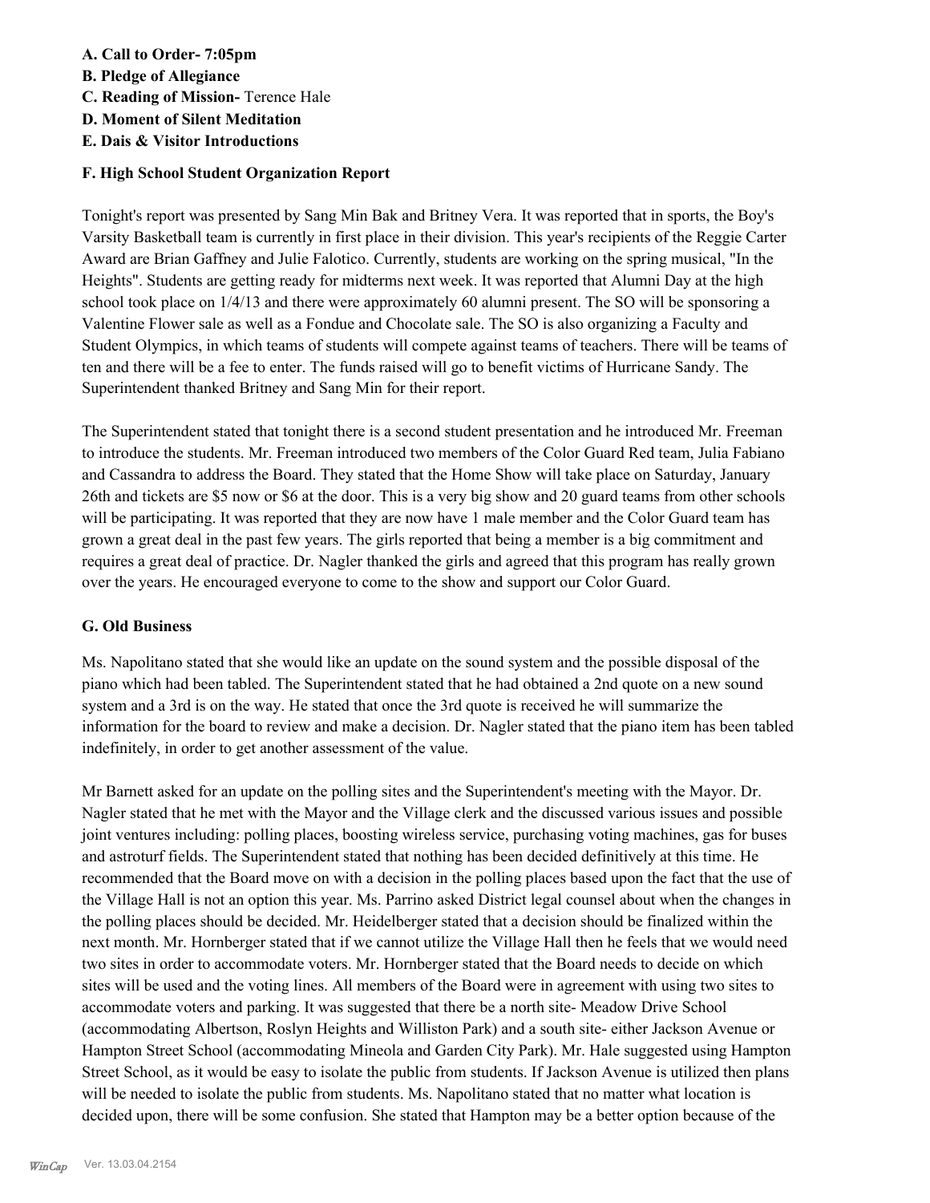**A. Call to Order- 7:05pm**
**B. Pledge of Allegiance**
**C. Reading of Mission-** Terence Hale
**D. Moment of Silent Meditation**
**E. Dais & Visitor Introductions**

**F. High School Student Organization Report**

Tonight's report was presented by Sang Min Bak and Britney Vera. It was reported that in sports, the Boy's Varsity Basketball team is currently in first place in their division. This year's recipients of the Reggie Carter Award are Brian Gaffney and Julie Falotico. Currently, students are working on the spring musical, "In the Heights". Students are getting ready for midterms next week. It was reported that Alumni Day at the high school took place on 1/4/13 and there were approximately 60 alumni present. The SO will be sponsoring a Valentine Flower sale as well as a Fondue and Chocolate sale. The SO is also organizing a Faculty and Student Olympics, in which teams of students will compete against teams of teachers. There will be teams of ten and there will be a fee to enter. The funds raised will go to benefit victims of Hurricane Sandy. The Superintendent thanked Britney and Sang Min for their report.

The Superintendent stated that tonight there is a second student presentation and he introduced Mr. Freeman to introduce the students. Mr. Freeman introduced two members of the Color Guard Red team, Julia Fabiano and Cassandra to address the Board. They stated that the Home Show will take place on Saturday, January 26th and tickets are $5 now or $6 at the door. This is a very big show and 20 guard teams from other schools will be participating. It was reported that they are now have 1 male member and the Color Guard team has grown a great deal in the past few years. The girls reported that being a member is a big commitment and requires a great deal of practice. Dr. Nagler thanked the girls and agreed that this program has really grown over the years. He encouraged everyone come to the show and support our Color Guard.

**G. Old Business**

Ms. Napolitano stated that she would like an update on the sound system and the possible disposal of the piano which had been tabled. The Superintendent stated that he had obtained a 2nd quote on a new sound system and a 3rd is on the way. He stated that once the 3rd quote is received he will summarize the information for the board to review and make a decision. Dr. Nagler stated that the piano item has been tabled indefinitely, in order to get another assessment of the value.

Mr Barnett asked for an update on the polling sites and the Superintendent's meeting with the Mayor. Dr. Nagler stated that he met with the Mayor and the Village clerk and the discussed various issues and possible joint ventures including: polling places, boosting wireless service, purchasing voting machines, gas for buses and astroturf fields. The Superintendent stated that nothing has been decided definitively at this time. He recommended that the Board move on with a decision in the polling places based upon the fact that the use of the Village Hall is not an option this year. Ms. Parrino asked District legal counsel about when the changes in the polling places should be decided. Mr. Heidelberger stated that a decision should be finalized within the next month. Mr. Hornberger stated that if we cannot utilize the Village Hall then he feels that we would need two sites in order to accommodate voters. Mr. Hornberger stated that the Board needs to decide on which sites will be used and the voting lines. All members of the Board were in agreement with using two sites to accommodate voters and parking. It was suggested that there be a north site- Meadow Drive School (accommodating Albertson, Roslyn Heights and Williston Park) and a south site- either Jackson Avenue or Hampton Street School (accommodating Mineola and Garden City Park). Mr. Hale suggested using Hampton Street School, as it would be easy to isolate the public from students. If Jackson Avenue is utilized then plans will be needed to isolate the public from students. Ms. Napolitano stated that no matter what location is decided upon, there will be some confusion. She stated that Hampton may be a better option because of the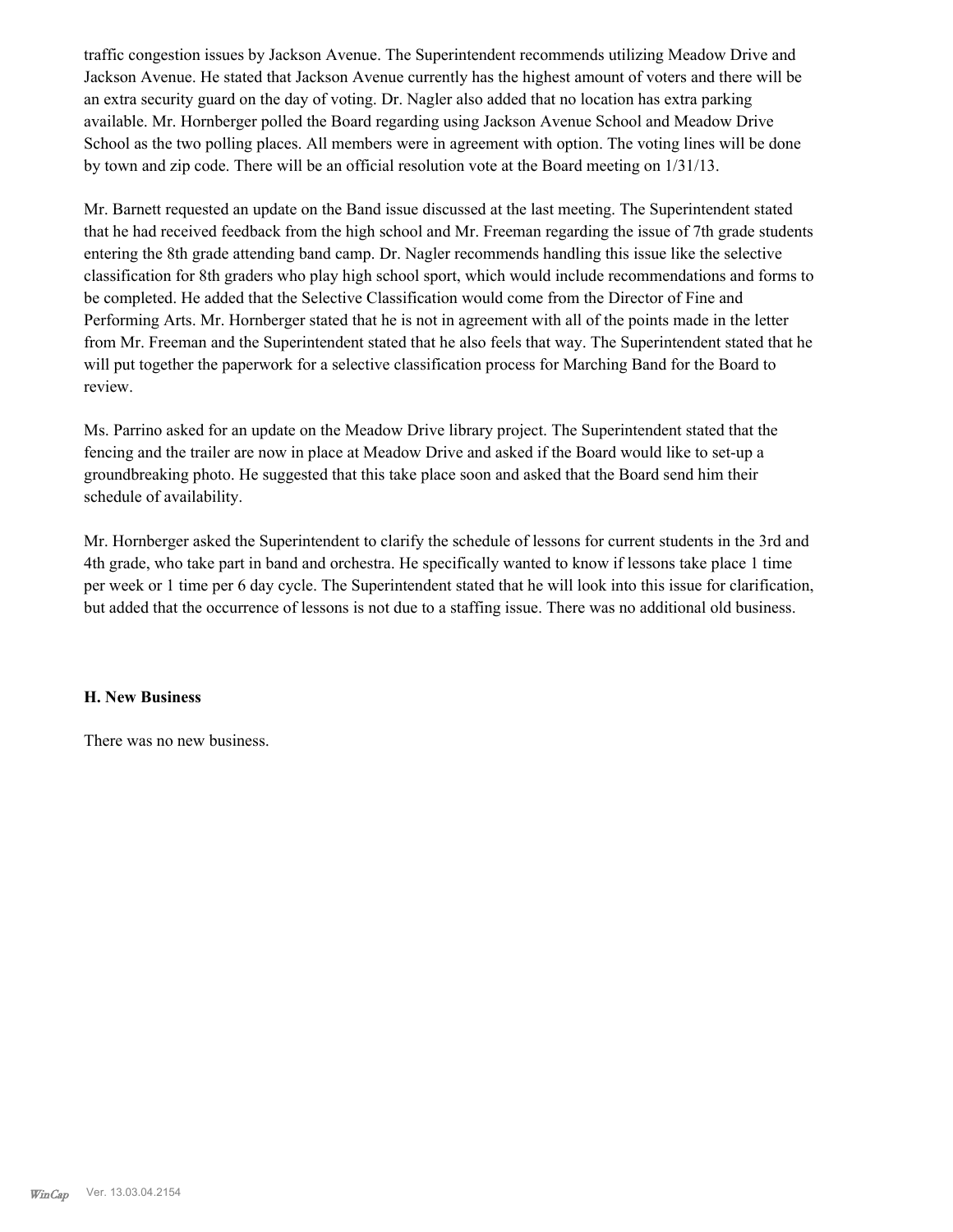traffic congestion issues by Jackson Avenue. The Superintendent recommends utilizing Meadow Drive and Jackson Avenue. He stated that Jackson Avenue currently has the highest amount of voters and there will be an extra security guard on the day of voting. Dr. Nagler also added that no location has extra parking available. Mr. Hornberger polled the Board regarding using Jackson Avenue School and Meadow Drive School as the two polling places. All members were in agreement with option. The voting lines will be done by town and zip code. There will be an official resolution vote at the Board meeting on 1/31/13.

Mr. Barnett requested an update on the Band issue discussed at the last meeting. The Superintendent stated that he had received feedback from the high school and Mr. Freeman regarding the issue of 7th grade students entering the 8th grade attending band camp. Dr. Nagler recommends handling this issue like the selective classification for 8th graders who play high school sport, which would include recommendations and forms to be completed. He added that the Selective Classification would come from the Director of Fine and Performing Arts. Mr. Hornberger stated that he is not in agreement with all of the points made in the letter from Mr. Freeman and the Superintendent stated that he also feels that way. The Superintendent stated that he will put together the paperwork for a selective classification process for Marching Band for the Board to review.

Ms. Parrino asked for an update on the Meadow Drive library project. The Superintendent stated that the fencing and the trailer are now in place at Meadow Drive and asked if the Board would like to set-up a groundbreaking photo. He suggested that this take place soon and asked that the Board send him their schedule of availability.

Mr. Hornberger asked the Superintendent to clarify the schedule of lessons for current students in the 3rd and 4th grade, who take part in band and orchestra. He specifically wanted to know if lessons take place 1 time per week or 1 time per 6 day cycle. The Superintendent stated that he will look into this issue for clarification, but added that the occurrence of lessons is not due to a staffing issue. There was no additional old business.

### H. New Business

There was no new business.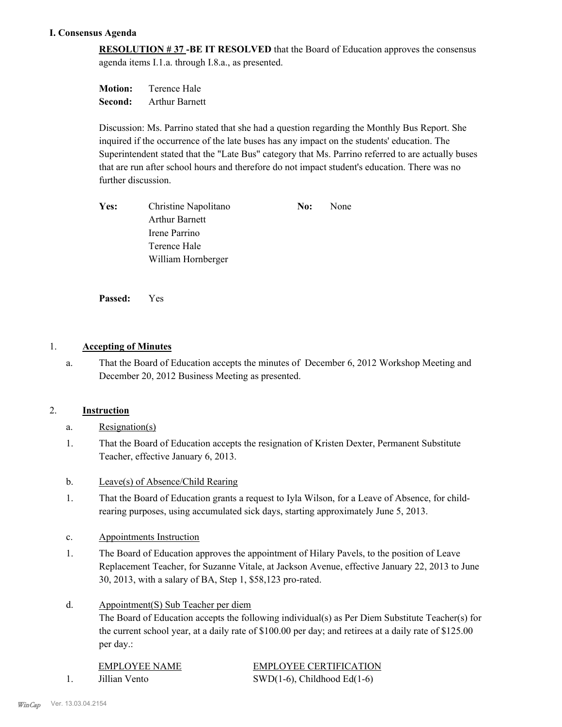## I. Consensus Agenda

**RESOLUTION # 37 -BE IT RESOLVED** that the Board of Education approves the consensus agenda items I.1.a. through I.8.a., as presented.

**Motion:** Terence Hale
**Second:** Arthur Barnett

Discussion: Ms. Parrino stated that she had a question regarding the Monthly Bus Report. She inquired if the occurrence of the late buses has any impact on the students' education. The Superintendent stated that the "Late Bus" category that Ms. Parrino referred to are actually buses that are run after school hours and therefore do not impact student's education. There was no further discussion.

| | | | |
|---|---|---|---|
| **Yes:** | Christine Napolitano | **No:** | None |
| | Arthur Barnett | | |
| | Irene Parrino | | |
| | Terence Hale | | |
| | William Hornberger | | |

**Passed:** Yes

1. **Accepting of Minutes**

   a. That the Board of Education accepts the minutes of December 6, 2012 Workshop Meeting and December 20, 2012 Business Meeting as presented.

2. **Instruction**

   a. Resignation(s)

   1. That the Board of Education accepts the resignation of Kristen Dexter, Permanent Substitute Teacher, effective January 6, 2013.

   b. Leave(s) of Absence/Child Rearing

   1. That the Board of Education grants a request to Iyla Wilson, for a Leave of Absence, for child-rearing purposes, using accumulated sick days, starting approximately June 5, 2013.

   c. Appointments Instruction

   1. The Board of Education approves the appointment of Hilary Pavels, to the position of Leave Replacement Teacher, for Suzanne Vitale, at Jackson Avenue, effective January 22, 2013 to June 30, 2013, with a salary of BA, Step 1, $58,123 pro-rated.

   d. Appointment(S) Sub Teacher per diem

   The Board of Education accepts the following individual(s) as Per Diem Substitute Teacher(s) for the current school year, at a daily rate of $100.00 per day; and retirees at a daily rate of $125.00 per day.:

| | EMPLOYEE NAME | EMPLOYEE CERTIFICATION |
|---|---|---|
| 1. | Jillian Vento | SWD(1-6), Childhood Ed(1-6) |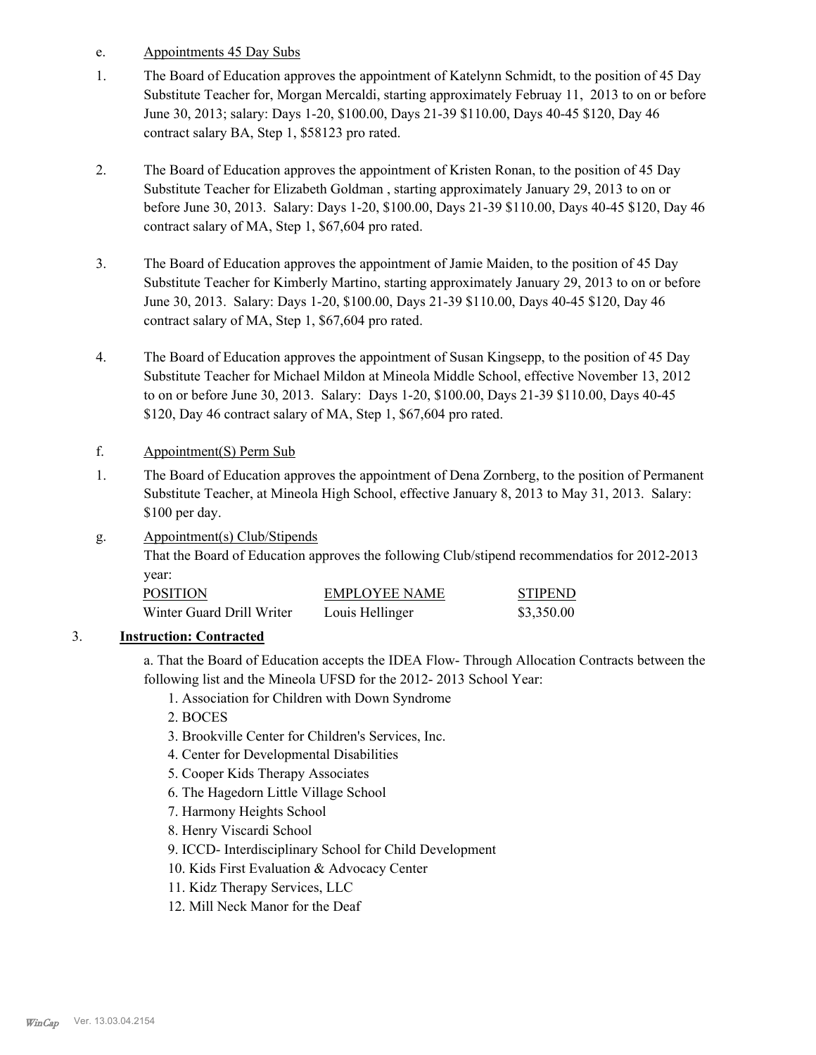e. Appointments 45 Day Subs

1. The Board of Education approves the appointment of Katelynn Schmidt, to the position of 45 Day Substitute Teacher for, Morgan Mercaldi, starting approximately Februay 11, 2013 to on or before June 30, 2013; salary: Days 1-20, $100.00, Days 21-39 $110.00, Days 40-45 $120, Day 46 contract salary BA, Step 1, $58123 pro rated.

2. The Board of Education approves the appointment of Kristen Ronan, to the position of 45 Day Substitute Teacher for Elizabeth Goldman , starting approximately January 29, 2013 to on or before June 30, 2013. Salary: Days 1-20, $100.00, Days 21-39 $110.00, Days 40-45 $120, Day 46 contract salary of MA, Step 1, $67,604 pro rated.

3. The Board of Education approves the appointment of Jamie Maiden, to the position of 45 Day Substitute Teacher for Kimberly Martino, starting approximately January 29, 2013 to on or before June 30, 2013. Salary: Days 1-20, $100.00, Days 21-39 $110.00, Days 40-45 $120, Day 46 contract salary of MA, Step 1, $67,604 pro rated.

4. The Board of Education approves the appointment of Susan Kingsepp, to the position of 45 Day Substitute Teacher for Michael Mildon at Mineola Middle School, effective November 13, 2012 to on or before June 30, 2013. Salary: Days 1-20, $100.00, Days 21-39 $110.00, Days 40-45 $120, Day 46 contract salary of MA, Step 1, $67,604 pro rated.

f. Appointment(S) Perm Sub

1. The Board of Education approves the appointment of Dena Zornberg, to the position of Permanent Substitute Teacher, at Mineola High School, effective January 8, 2013 to May 31, 2013. Salary: $100 per day.

g. Appointment(s) Club/Stipends

That the Board of Education approves the following Club/stipend recommendatios for 2012-2013 year:

| POSITION | EMPLOYEE NAME | STIPEND |
|---|---|---|
| Winter Guard Drill Writer | Louis Hellinger | $3,350.00 |

## 3. **Instruction: Contracted**

a. That the Board of Education accepts the IDEA Flow- Through Allocation Contracts between the following list and the Mineola UFSD for the 2012- 2013 School Year:

1. Association for Children with Down Syndrome
2. BOCES
3. Brookville Center for Children's Services, Inc.
4. Center for Developmental Disabilities
5. Cooper Kids Therapy Associates
6. The Hagedorn Little Village School
7. Harmony Heights School
8. Henry Viscardi School
9. ICCD- Interdisciplinary School for Child Development
10. Kids First Evaluation & Advocacy Center
11. Kidz Therapy Services, LLC
12. Mill Neck Manor for the Deaf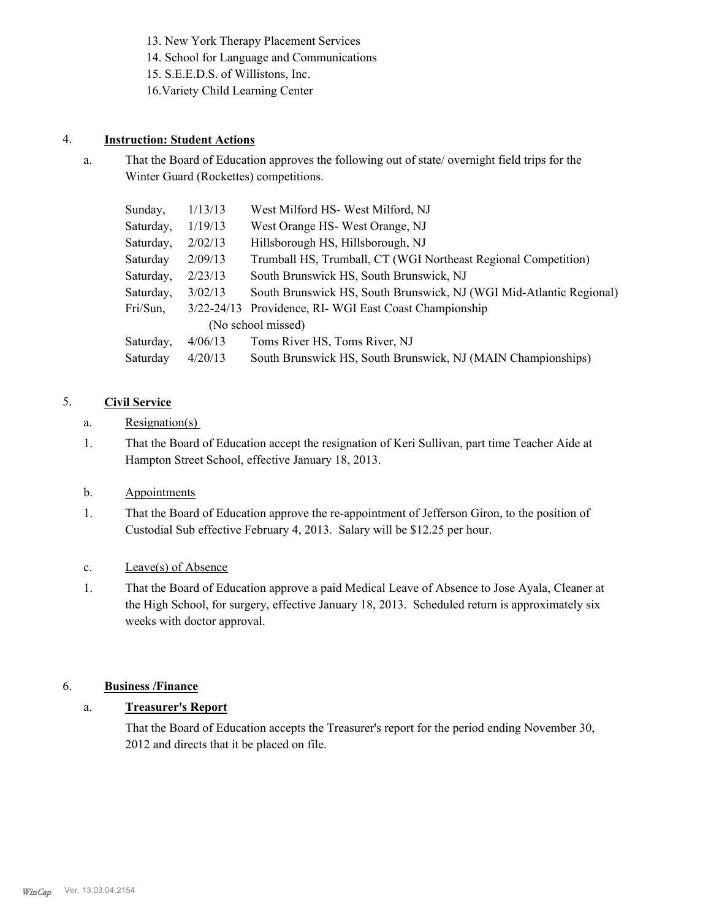13. New York Therapy Placement Services
14. School for Language and Communications
15. S.E.E.D.S. of Willistons, Inc.
16. Variety Child Learning Center

4. **Instruction: Student Actions**

a. That the Board of Education approves the following out of state/ overnight field trips for the Winter Guard (Rockettes) competitions.

| | | |
|---|---|---|
| Sunday, | 1/13/13 | West Milford HS- West Milford, NJ |
| Saturday, | 1/19/13 | West Orange HS- West Orange, NJ |
| Saturday, | 2/02/13 | Hillsborough HS, Hillsborough, NJ |
| Saturday | 2/09/13 | Trumball HS, Trumball, CT (WGI Northeast Regional Competition) |
| Saturday, | 2/23/13 | South Brunswick HS, South Brunswick, NJ |
| Saturday, | 3/02/13 | South Brunswick HS, South Brunswick, NJ (WGI Mid-Atlantic Regional) |
| Fri/Sun, | 3/22-24/13 | Providence, RI- WGI East Coast Championship (No school missed) |
| Saturday, | 4/06/13 | Toms River HS, Toms River, NJ |
| Saturday | 4/20/13 | South Brunswick HS, South Brunswick, NJ (MAIN Championships) |

5. **Civil Service**

a. Resignation(s)

1. That the Board of Education accept the resignation of Keri Sullivan, part time Teacher Aide at Hampton Street School, effective January 18, 2013.

b. Appointments

1. That the Board of Education approve the re-appointment of Jefferson Giron, to the position of Custodial Sub effective February 4, 2013. Salary will be $12.25 per hour.

c. Leave(s) of Absence

1. That the Board of Education approve a paid Medical Leave of Absence to Jose Ayala, Cleaner at the High School, for surgery, effective January 18, 2013. Scheduled return is approximately six weeks with doctor approval.

6. **Business /Finance**

a. **Treasurer's Report**

That the Board of Education accepts the Treasurer's report for the period ending November 30, 2012 and directs that it be placed on file.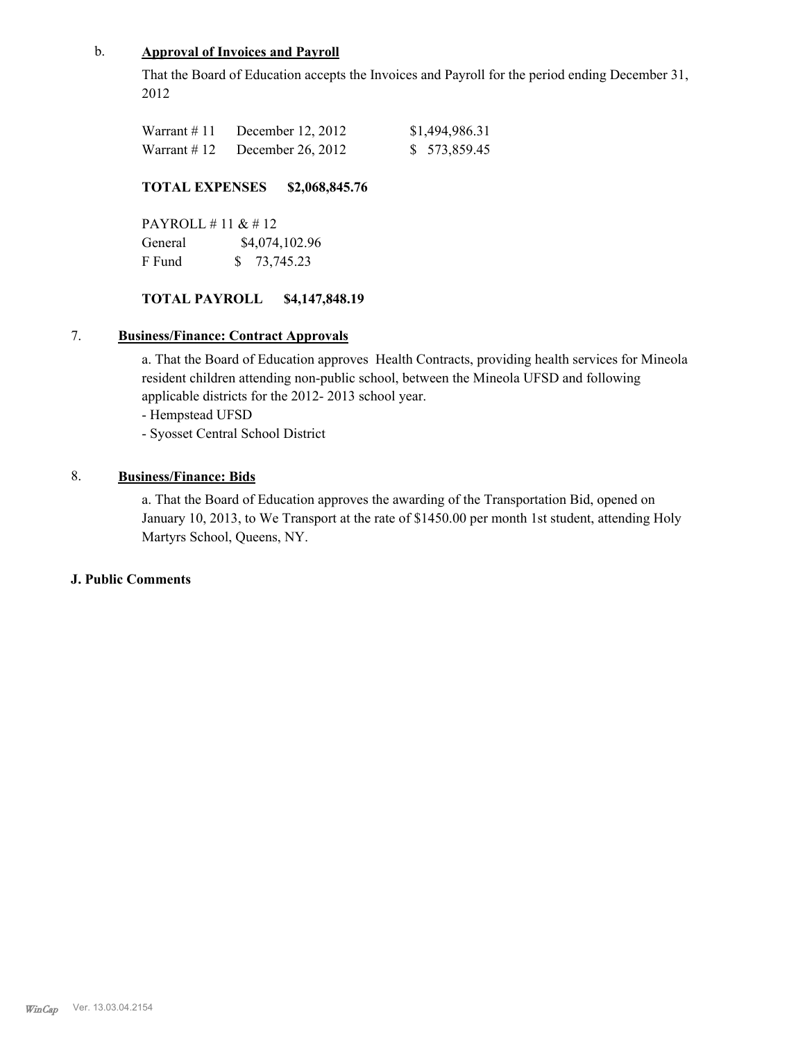b. **Approval of Invoices and Payroll**

That the Board of Education accepts the Invoices and Payroll for the period ending December 31, 2012

| | | |
|---|---|---|
| Warrant # 11 | December 12, 2012 | $1,494,986.31 |
| Warrant # 12 | December 26, 2012 | $ 573,859.45 |

**TOTAL EXPENSES $2,068,845.76**

PAYROLL # 11 & # 12

| | |
|---|---|
| General | $4,074,102.96 |
| F Fund | $ 73,745.23 |

**TOTAL PAYROLL $4,147,848.19**

7. **Business/Finance: Contract Approvals**

a. That the Board of Education approves Health Contracts, providing health services for Mineola resident children attending non-public school, between the Mineola UFSD and following applicable districts for the 2012- 2013 school year.
- Hempstead UFSD
- Syosset Central School District

8. **Business/Finance: Bids**

a. That the Board of Education approves the awarding of the Transportation Bid, opened on January 10, 2013, to We Transport at the rate of $1450.00 per month 1st student, attending Holy Martyrs School, Queens, NY.

**J. Public Comments**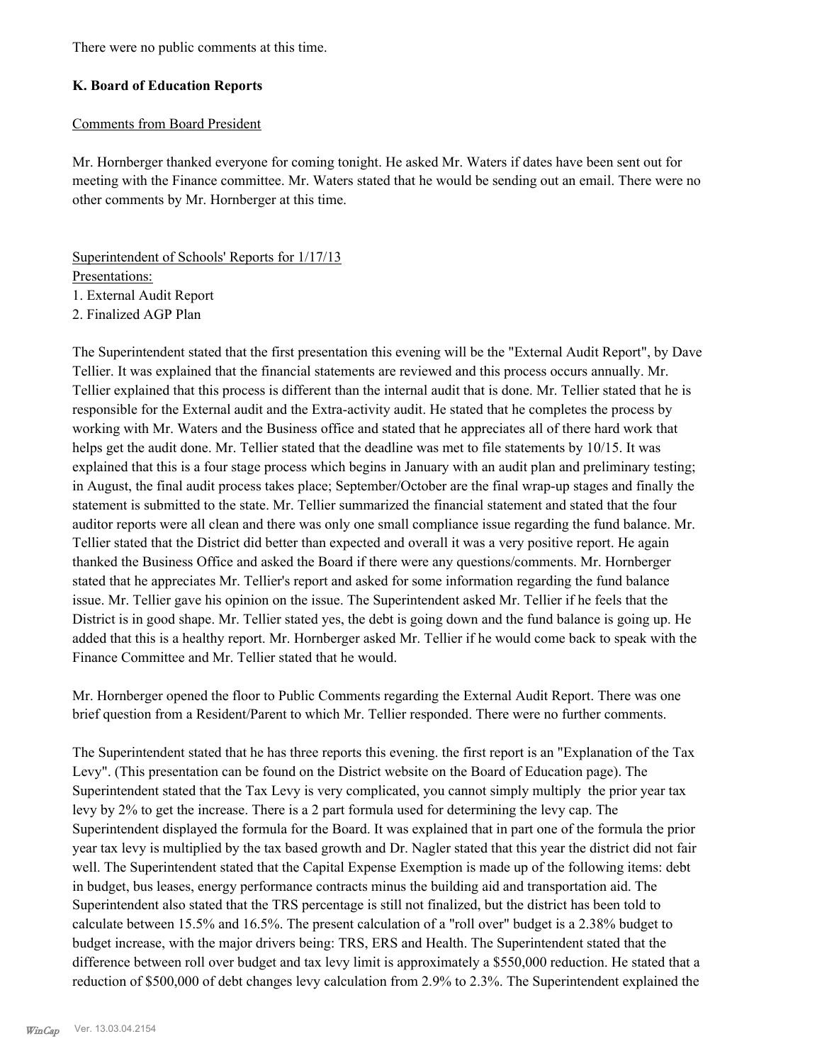There were no public comments at this time.

**K. Board of Education Reports**

Comments from Board President

Mr. Hornberger thanked everyone for coming tonight. He asked Mr. Waters if dates have been sent out for meeting with the Finance committee. Mr. Waters stated that he would be sending out an email. There were no other comments by Mr. Hornberger at this time.

Superintendent of Schools' Reports for 1/17/13
Presentations:
1. External Audit Report
2. Finalized AGP Plan

The Superintendent stated that the first presentation this evening will be the "External Audit Report", by Dave Tellier. It was explained that the financial statements are reviewed and this process occurs annually. Mr. Tellier explained that this process is different than the internal audit that is done. Mr. Tellier stated that he is responsible for the External audit and the Extra-activity audit. He stated that he completes the process by working with Mr. Waters and the Business office and stated that he appreciates all of there hard work that helps get the audit done. Mr. Tellier stated that the deadline was met to file statements by 10/15. It was explained that this is a four stage process which begins in January with an audit plan and preliminary testing; in August, the final audit process takes place; September/October are the final wrap-up stages and finally the statement is submitted to the state. Mr. Tellier summarized the financial statement and stated that the four auditor reports were all clean and there was only one small compliance issue regarding the fund balance. Mr. Tellier stated that the District did better than expected and overall it was a very positive report. He again thanked the Business Office and asked the Board if there were any questions/comments. Mr. Hornberger stated that he appreciates Mr. Tellier's report and asked for some information regarding the fund balance issue. Mr. Tellier gave his opinion on the issue. The Superintendent asked Mr. Tellier if he feels that the District is in good shape. Mr. Tellier stated yes, the debt is going down and the fund balance is going up. He added that this is a healthy report. Mr. Hornberger asked Mr. Tellier if he would come back to speak with the Finance Committee and Mr. Tellier stated that he would.

Mr. Hornberger opened the floor to Public Comments regarding the External Audit Report. There was one brief question from a Resident/Parent to which Mr. Tellier responded. There were no further comments.

The Superintendent stated that he has three reports this evening. the first report is an "Explanation of the Tax Levy". (This presentation can be found on the District website on the Board of Education page). The Superintendent stated that the Tax Levy is very complicated, you cannot simply multiply the prior year tax levy by 2% to get the increase. There is a 2 part formula used for determining the levy cap. The Superintendent displayed the formula for the Board. It was explained that in part one of the formula the prior year tax levy is multiplied by the tax based growth and Dr. Nagler stated that this year the district did not fair well. The Superintendent stated that the Capital Expense Exemption is made up of the following items: debt in budget, bus leases, energy performance contracts minus the building aid and transportation aid. The Superintendent also stated that the TRS percentage is still not finalized, but the district has been told to calculate between 15.5% and 16.5%. The present calculation of a "roll over" budget is a 2.38% budget to budget increase, with the major drivers being: TRS, ERS and Health. The Superintendent stated that the difference between roll over budget and tax levy limit is approximately a $550,000 reduction. He stated that a reduction of $500,000 of debt changes levy calculation from 2.9% to 2.3%. The Superintendent explained the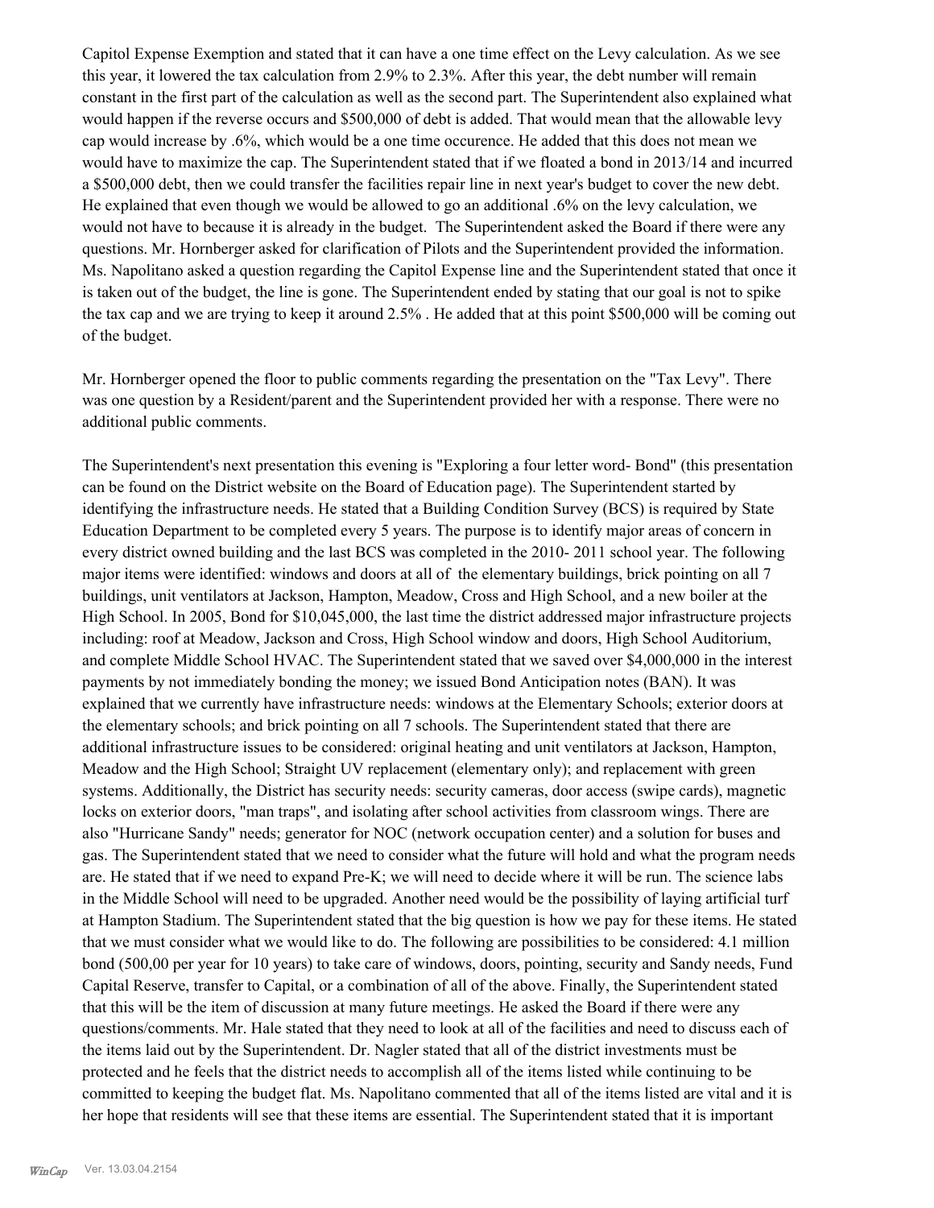Capitol Expense Exemption and stated that it can have a one time effect on the Levy calculation. As we see this year, it lowered the tax calculation from 2.9% to 2.3%. After this year, the debt number will remain constant in the first part of the calculation as well as the second part. The Superintendent also explained what would happen if the reverse occurs and $500,000 of debt is added. That would mean that the allowable levy cap would increase by .6%, which would be a one time occurence. He added that this does not mean we would have to maximize the cap. The Superintendent stated that if we floated a bond in 2013/14 and incurred a $500,000 debt, then we could transfer the facilities repair line in next year's budget to cover the new debt. He explained that even though we would be allowed to go an additional .6% on the levy calculation, we would not have to because it is already in the budget. The Superintendent asked the Board if there were any questions. Mr. Hornberger asked for clarification of Pilots and the Superintendent provided the information. Ms. Napolitano asked a question regarding the Capitol Expense line and the Superintendent stated that once it is taken out of the budget, the line is gone. The Superintendent ended by stating that our goal is not to spike the tax cap and we are trying to keep it around 2.5% . He added that at this point $500,000 will be coming out of the budget.

Mr. Hornberger opened the floor to public comments regarding the presentation on the "Tax Levy". There was one question by a Resident/parent and the Superintendent provided her with a response. There were no additional public comments.

The Superintendent's next presentation this evening is "Exploring a four letter word- Bond" (this presentation can be found on the District website on the Board of Education page). The Superintendent started by identifying the infrastructure needs. He stated that a Building Condition Survey (BCS) is required by State Education Department to be completed every 5 years. The purpose is to identify major areas of concern in every district owned building and the last BCS was completed in the 2010- 2011 school year. The following major items were identified: windows and doors at all of the elementary buildings, brick pointing on all 7 buildings, unit ventilators at Jackson, Hampton, Meadow, Cross and High School, and a new boiler at the High School. In 2005, Bond for $10,045,000, the last time the district addressed major infrastructure projects including: roof at Meadow, Jackson and Cross, High School window and doors, High School Auditorium, and complete Middle School HVAC. The Superintendent stated that we saved over $4,000,000 in the interest payments by not immediately bonding the money; we issued Bond Anticipation notes (BAN). It was explained that we currently have infrastructure needs: windows at the Elementary Schools; exterior doors at the elementary schools; and brick pointing on all 7 schools. The Superintendent stated that there are additional infrastructure issues to be considered: original heating and unit ventilators at Jackson, Hampton, Meadow and the High School; Straight UV replacement (elementary only); and replacement with green systems. Additionally, the District has security needs: security cameras, door access (swipe cards), magnetic locks on exterior doors, "man traps", and isolating after school activities from classroom wings. There are also "Hurricane Sandy" needs; generator for NOC (network occupation center) and a solution for buses and gas. The Superintendent stated that we need to consider what the future will hold and what the program needs are. He stated that if we need to expand Pre-K; we will need to decide where it will be run. The science labs in the Middle School will need to be upgraded. Another need would be the possibility of laying artificial turf at Hampton Stadium. The Superintendent stated that the big question is how we pay for these items. He stated that we must consider what we would like to do. The following are possibilities to be considered: 4.1 million bond (500,00 per year for 10 years) to take care of windows, doors, pointing, security and Sandy needs, Fund Capital Reserve, transfer to Capital, or a combination of all of the above. Finally, the Superintendent stated that this will be the item of discussion at many future meetings. He asked the Board if there were any questions/comments. Mr. Hale stated that they need to look at all of the facilities and need to discuss each of the items laid out by the Superintendent. Dr. Nagler stated that all of the district investments must be protected and he feels that the district needs to accomplish all of the items listed while continuing to be committed to keeping the budget flat. Ms. Napolitano commented that all of the items listed are vital and it is her hope that residents will see that these items are essential. The Superintendent stated that it is important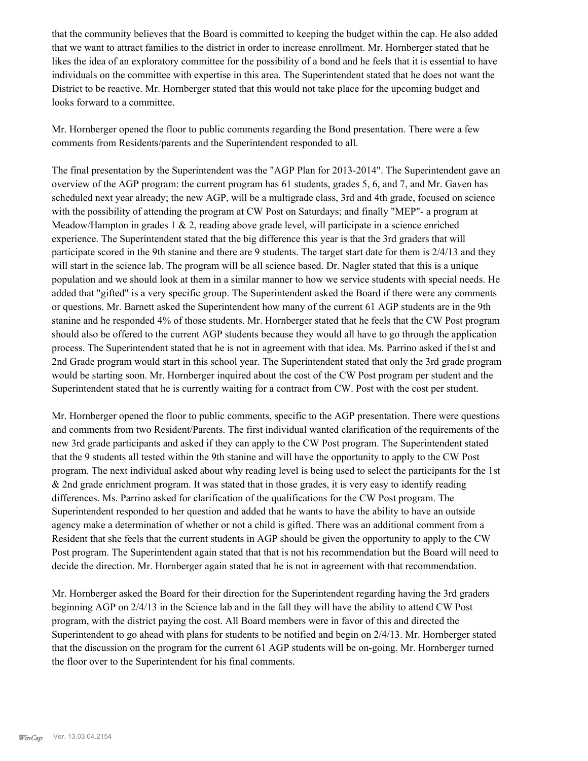that the community believes that the Board is committed to keeping the budget within the cap. He also added that we want to attract families to the district in order to increase enrollment. Mr. Hornberger stated that he likes the idea of an exploratory committee for the possibility of a bond and he feels that it is essential to have individuals on the committee with expertise in this area. The Superintendent stated that he does not want the District to be reactive. Mr. Hornberger stated that this would not take place for the upcoming budget and looks forward to a committee.

Mr. Hornberger opened the floor to public comments regarding the Bond presentation. There were a few comments from Residents/parents and the Superintendent responded to all.

The final presentation by the Superintendent was the "AGP Plan for 2013-2014". The Superintendent gave an overview of the AGP program: the current program has 61 students, grades 5, 6, and 7, and Mr. Gaven has scheduled next year already; the new AGP, will be a multigrade class, 3rd and 4th grade, focused on science with the possibility of attending the program at CW Post on Saturdays; and finally "MEP"- a program at Meadow/Hampton in grades 1 & 2, reading above grade level, will participate in a science enriched experience. The Superintendent stated that the big difference this year is that the 3rd graders that will participate scored in the 9th stanine and there are 9 students. The target start date for them is 2/4/13 and they will start in the science lab. The program will be all science based. Dr. Nagler stated that this is a unique population and we should look at them in a similar manner to how we service students with special needs. He added that "gifted" is a very specific group. The Superintendent asked the Board if there were any comments or questions. Mr. Barnett asked the Superintendent how many of the current 61 AGP students are in the 9th stanine and he responded 4% of those students. Mr. Hornberger stated that he feels that the CW Post program should also be offered to the current AGP students because they would all have to go through the application process. The Superintendent stated that he is not in agreement with that idea. Ms. Parrino asked if the1st and 2nd Grade program would start in this school year. The Superintendent stated that only the 3rd grade program would be starting soon. Mr. Hornberger inquired about the cost of the CW Post program per student and the Superintendent stated that he is currently waiting for a contract from CW. Post with the cost per student.

Mr. Hornberger opened the floor to public comments, specific to the AGP presentation. There were questions and comments from two Resident/Parents. The first individual wanted clarification of the requirements of the new 3rd grade participants and asked if they can apply to the CW Post program. The Superintendent stated that the 9 students all tested within the 9th stanine and will have the opportunity to apply to the CW Post program. The next individual asked about why reading level is being used to select the participants for the 1st & 2nd grade enrichment program. It was stated that in those grades, it is very easy to identify reading differences. Ms. Parrino asked for clarification of the qualifications for the CW Post program. The Superintendent responded to her question and added that he wants to have the ability to have an outside agency make a determination of whether or not a child is gifted. There was an additional comment from a Resident that she feels that the current students in AGP should be given the opportunity to apply to the CW Post program. The Superintendent again stated that that is not his recommendation but the Board will need to decide the direction. Mr. Hornberger again stated that he is not in agreement with that recommendation.

Mr. Hornberger asked the Board for their direction for the Superintendent regarding having the 3rd graders beginning AGP on 2/4/13 in the Science lab and in the fall they will have the ability to attend CW Post program, with the district paying the cost. All Board members were in favor of this and directed the Superintendent to go ahead with plans for students to be notified and begin on 2/4/13. Mr. Hornberger stated that the discussion on the program for the current 61 AGP students will be on-going. Mr. Hornberger turned the floor over to the Superintendent for his final comments.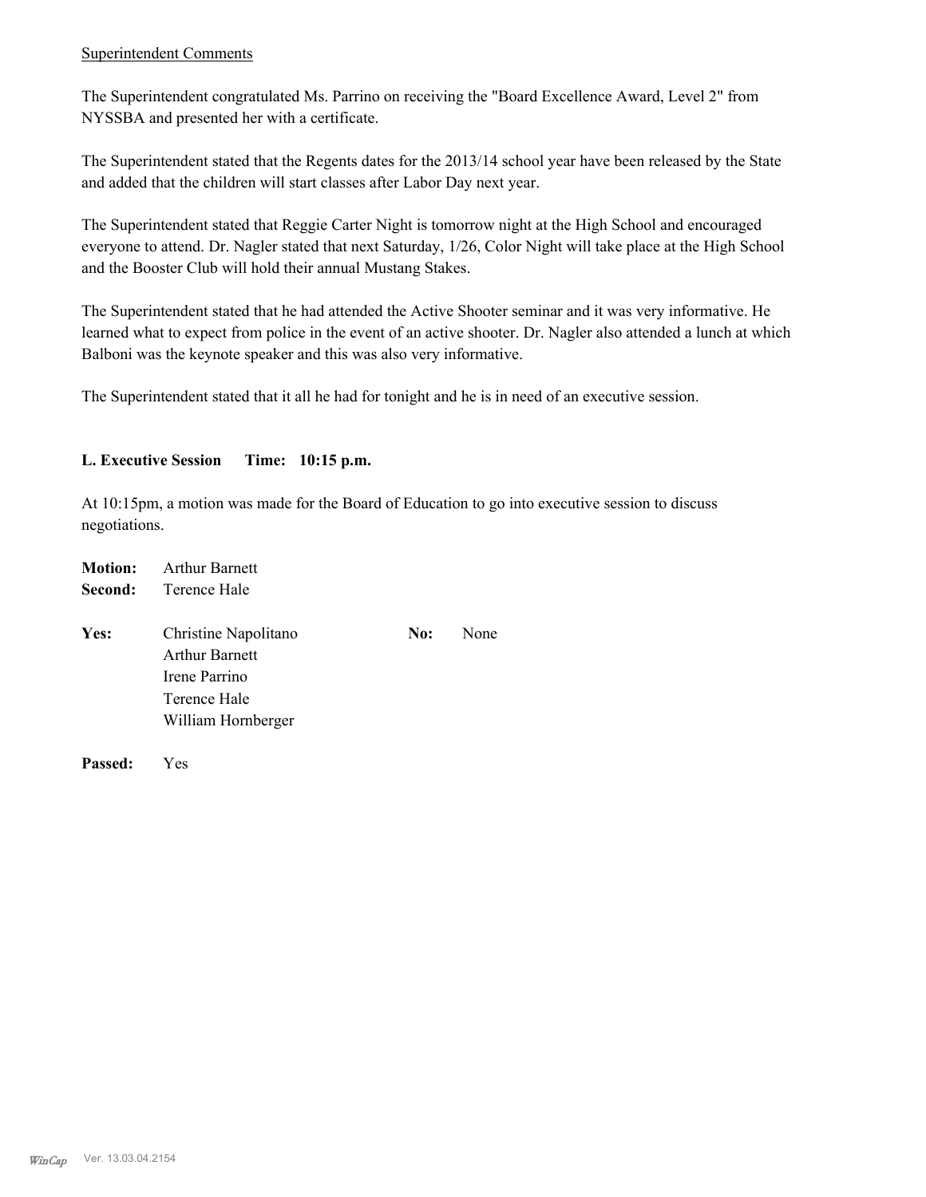Superintendent Comments

The Superintendent congratulated Ms. Parrino on receiving the "Board Excellence Award, Level 2" from NYSSBA and presented her with a certificate.

The Superintendent stated that the Regents dates for the 2013/14 school year have been released by the State and added that the children will start classes after Labor Day next year.

The Superintendent stated that Reggie Carter Night is tomorrow night at the High School and encouraged everyone to attend. Dr. Nagler stated that next Saturday, 1/26, Color Night will take place at the High School and the Booster Club will hold their annual Mustang Stakes.

The Superintendent stated that he had attended the Active Shooter seminar and it was very informative. He learned what to expect from police in the event of an active shooter. Dr. Nagler also attended a lunch at which Balboni was the keynote speaker and this was also very informative.

The Superintendent stated that it all he had for tonight and he is in need of an executive session.

**L. Executive Session Time: 10:15 p.m.**

At 10:15pm, a motion was made for the Board of Education to go into executive session to discuss negotiations.

**Motion:** Arthur Barnett
**Second:** Terence Hale

**Yes:** Christine Napolitano, Arthur Barnett, Irene Parrino, Terence Hale, William Hornberger

**No:** None

**Passed:** Yes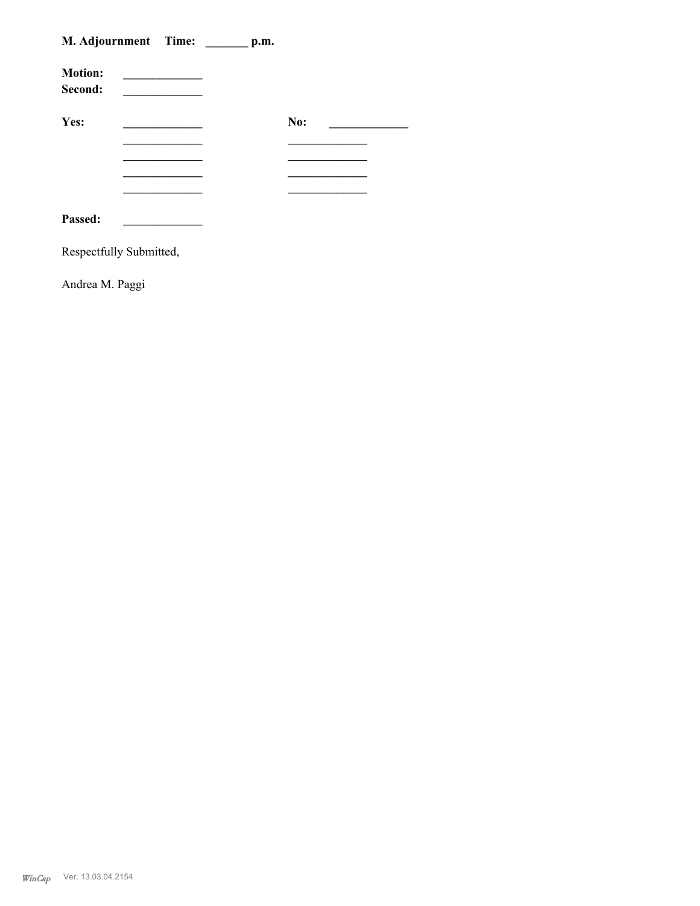**M. Adjournment Time: _______ p.m.**

**Motion:** _____________
**Second:** _____________

| | | | |
|---|---|---|---|
| **Yes:** | _____________ | **No:** | _____________ |
| | _____________ | | _____________ |
| | _____________ | | _____________ |
| | _____________ | | _____________ |
| | _____________ | | _____________ |

**Passed:** _____________

Respectfully Submitted,

Andrea M. Paggi